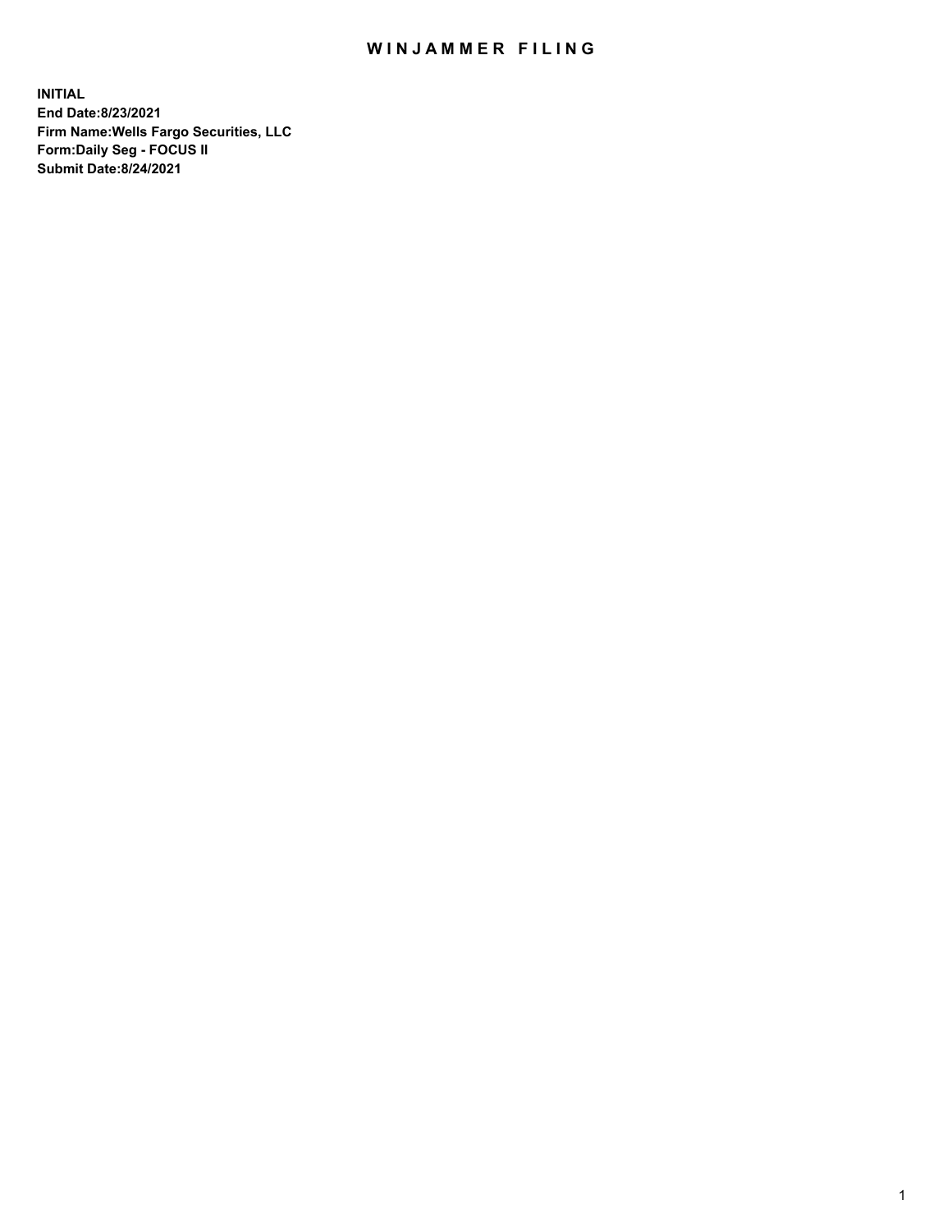# WINJAMMER FILING

**INITIAL**
**End Date:8/23/2021**
**Firm Name:Wells Fargo Securities, LLC**
**Form:Daily Seg - FOCUS II**
**Submit Date:8/24/2021**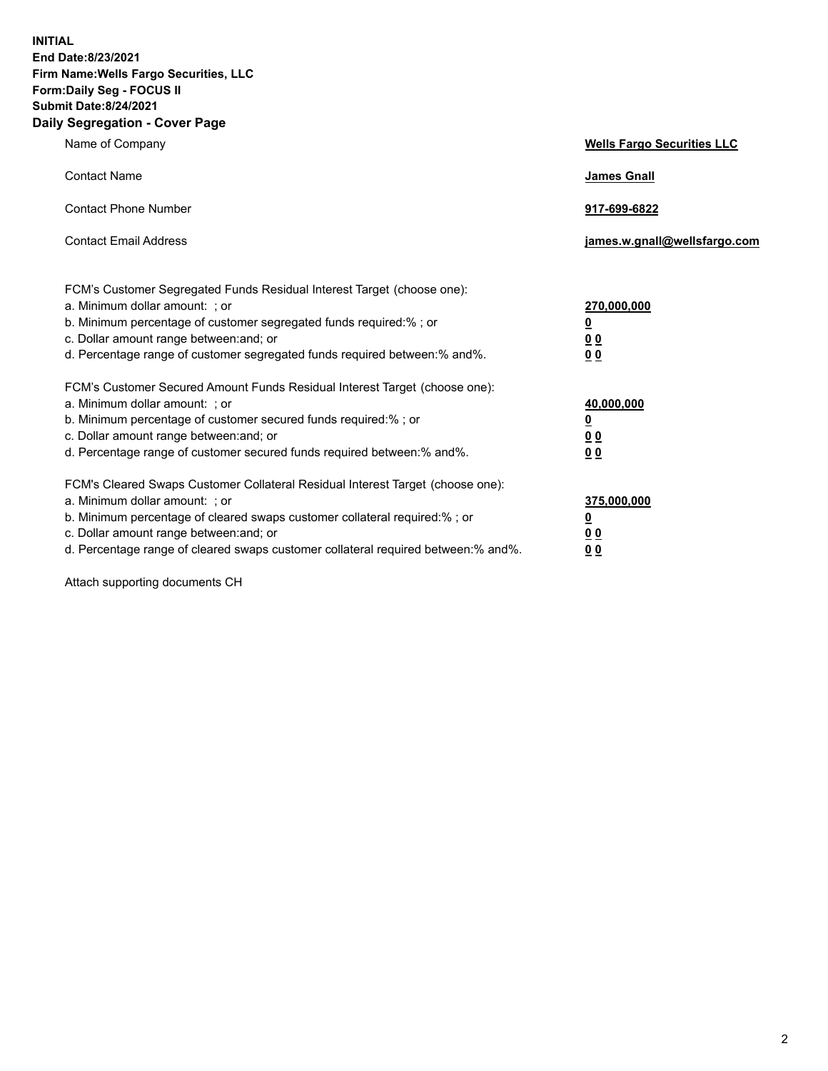**INITIAL**
**End Date:8/23/2021**
**Firm Name:Wells Fargo Securities, LLC**
**Form:Daily Seg - FOCUS II**
**Submit Date:8/24/2021**

## Daily Segregation - Cover Page

| | |
|---|---|
| Name of Company | **Wells Fargo Securities LLC** |
| Contact Name | **James Gnall** |
| Contact Phone Number | **917-699-6822** |
| Contact Email Address | **james.w.gnall@wellsfargo.com** |

| | |
|---|---|
| FCM's Customer Segregated Funds Residual Interest Target (choose one): | |
| a. Minimum dollar amount: ; or | **270,000,000** |
| b. Minimum percentage of customer segregated funds required:% ; or | **0** |
| c. Dollar amount range between:and; or | **0 0** |
| d. Percentage range of customer segregated funds required between:% and%. | **0 0** |
| FCM's Customer Secured Amount Funds Residual Interest Target (choose one): | |
| a. Minimum dollar amount: ; or | **40,000,000** |
| b. Minimum percentage of customer secured funds required:% ; or | **0** |
| c. Dollar amount range between:and; or | **0 0** |
| d. Percentage range of customer secured funds required between:% and%. | **0 0** |
| FCM's Cleared Swaps Customer Collateral Residual Interest Target (choose one): | |
| a. Minimum dollar amount: ; or | **375,000,000** |
| b. Minimum percentage of cleared swaps customer collateral required:% ; or | **0** |
| c. Dollar amount range between:and; or | **0 0** |
| d. Percentage range of cleared swaps customer collateral required between:% and%. | **0 0** |

Attach supporting documents CH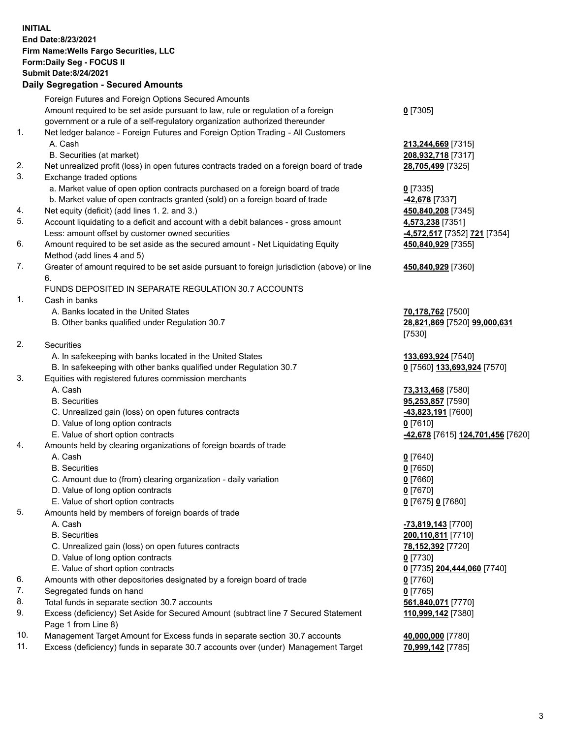**INITIAL**
**End Date:8/23/2021**
**Firm Name:Wells Fargo Securities, LLC**
**Form:Daily Seg - FOCUS II**
**Submit Date:8/24/2021**

## Daily Segregation - Secured Amounts

| | | |
|---|---|---|
| | Foreign Futures and Foreign Options Secured Amounts | |
| | Amount required to be set aside pursuant to law, rule or regulation of a foreign government or a rule of a self-regulatory organization authorized thereunder | **0** [7305] |
| 1. | Net ledger balance - Foreign Futures and Foreign Option Trading - All Customers | |
| | A. Cash | **213,244,669** [7315] |
| | B. Securities (at market) | **208,932,718** [7317] |
| 2. | Net unrealized profit (loss) in open futures contracts traded on a foreign board of trade | **28,705,499** [7325] |
| 3. | Exchange traded options | |
| | a. Market value of open option contracts purchased on a foreign board of trade | **0** [7335] |
| | b. Market value of open contracts granted (sold) on a foreign board of trade | **-42,678** [7337] |
| 4. | Net equity (deficit) (add lines 1. 2. and 3.) | **450,840,208** [7345] |
| 5. | Account liquidating to a deficit and account with a debit balances - gross amount | **4,573,238** [7351] |
| | Less: amount offset by customer owned securities | **-4,572,517** [7352] **721** [7354] |
| 6. | Amount required to be set aside as the secured amount - Net Liquidating Equity Method (add lines 4 and 5) | **450,840,929** [7355] |
| 7. | Greater of amount required to be set aside pursuant to foreign jurisdiction (above) or line 6. | **450,840,929** [7360] |
| | FUNDS DEPOSITED IN SEPARATE REGULATION 30.7 ACCOUNTS | |
| 1. | Cash in banks | |
| | A. Banks located in the United States | **70,178,762** [7500] |
| | B. Other banks qualified under Regulation 30.7 | **28,821,869** [7520] **99,000,631** [7530] |
| 2. | Securities | |
| | A. In safekeeping with banks located in the United States | **133,693,924** [7540] |
| | B. In safekeeping with other banks qualified under Regulation 30.7 | **0** [7560] **133,693,924** [7570] |
| 3. | Equities with registered futures commission merchants | |
| | A. Cash | **73,313,468** [7580] |
| | B. Securities | **95,253,857** [7590] |
| | C. Unrealized gain (loss) on open futures contracts | **-43,823,191** [7600] |
| | D. Value of long option contracts | **0** [7610] |
| | E. Value of short option contracts | **-42,678** [7615] **124,701,456** [7620] |
| 4. | Amounts held by clearing organizations of foreign boards of trade | |
| | A. Cash | **0** [7640] |
| | B. Securities | **0** [7650] |
| | C. Amount due to (from) clearing organization - daily variation | **0** [7660] |
| | D. Value of long option contracts | **0** [7670] |
| | E. Value of short option contracts | **0** [7675] **0** [7680] |
| 5. | Amounts held by members of foreign boards of trade | |
| | A. Cash | **-73,819,143** [7700] |
| | B. Securities | **200,110,811** [7710] |
| | C. Unrealized gain (loss) on open futures contracts | **78,152,392** [7720] |
| | D. Value of long option contracts | **0** [7730] |
| | E. Value of short option contracts | **0** [7735] **204,444,060** [7740] |
| 6. | Amounts with other depositories designated by a foreign board of trade | **0** [7760] |
| 7. | Segregated funds on hand | **0** [7765] |
| 8. | Total funds in separate section 30.7 accounts | **561,840,071** [7770] |
| 9. | Excess (deficiency) Set Aside for Secured Amount (subtract line 7 Secured Statement Page 1 from Line 8) | **110,999,142** [7380] |
| 10. | Management Target Amount for Excess funds in separate section 30.7 accounts | **40,000,000** [7780] |
| 11. | Excess (deficiency) funds in separate 30.7 accounts over (under) Management Target | **70,999,142** [7785] |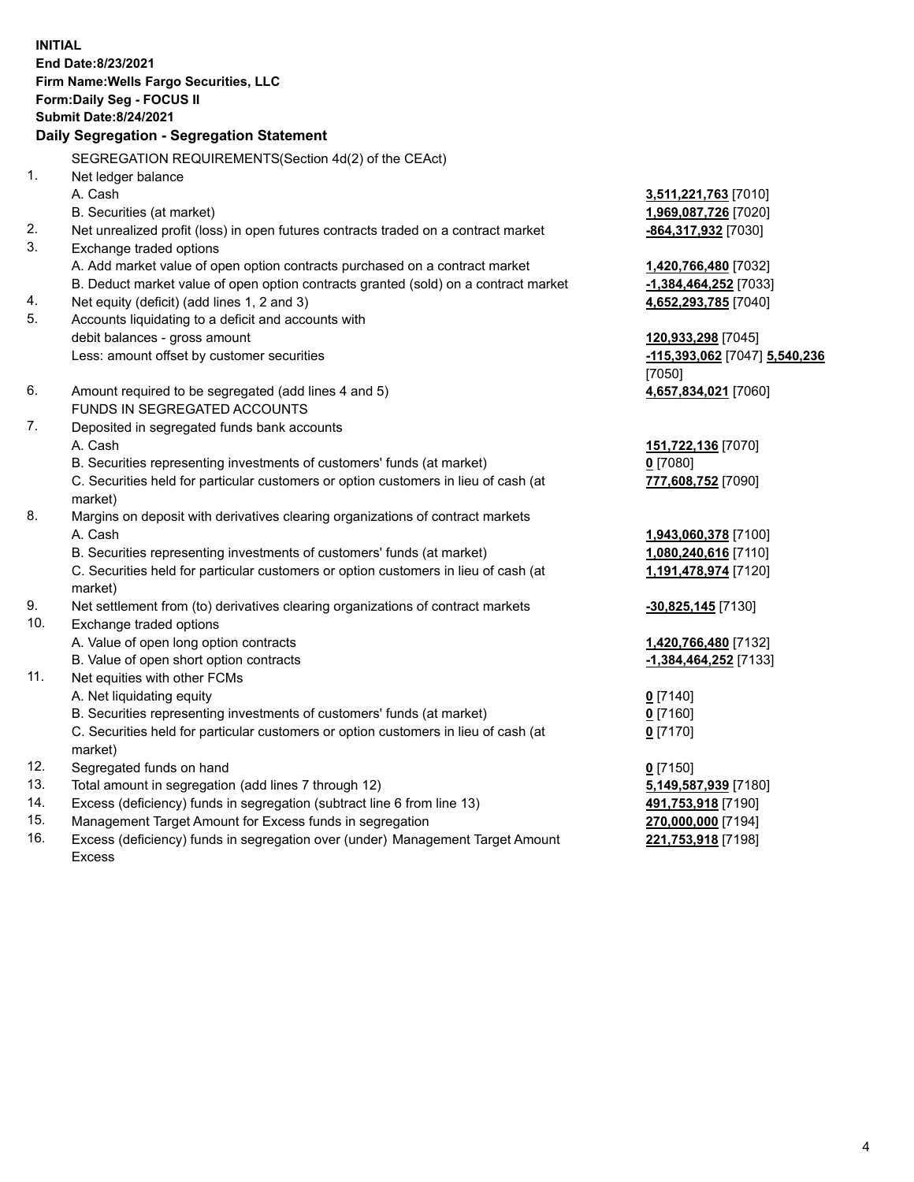**INITIAL**
**End Date:8/23/2021**
**Firm Name:Wells Fargo Securities, LLC**
**Form:Daily Seg - FOCUS II**
**Submit Date:8/24/2021**

## Daily Segregation - Segregation Statement

SEGREGATION REQUIREMENTS(Section 4d(2) of the CEAct)

| | | |
|---|---|---|
| 1. | Net ledger balance | |
| | A. Cash | **3,511,221,763** [7010] |
| | B. Securities (at market) | **1,969,087,726** [7020] |
| 2. | Net unrealized profit (loss) in open futures contracts traded on a contract market | **-864,317,932** [7030] |
| 3. | Exchange traded options | |
| | A. Add market value of open option contracts purchased on a contract market | **1,420,766,480** [7032] |
| | B. Deduct market value of open option contracts granted (sold) on a contract market | **-1,384,464,252** [7033] |
| 4. | Net equity (deficit) (add lines 1, 2 and 3) | **4,652,293,785** [7040] |
| 5. | Accounts liquidating to a deficit and accounts with debit balances - gross amount | **120,933,298** [7045] |
| | Less: amount offset by customer securities | **-115,393,062** [7047] **5,540,236** [7050] |
| 6. | Amount required to be segregated (add lines 4 and 5) | **4,657,834,021** [7060] |
| | FUNDS IN SEGREGATED ACCOUNTS | |
| 7. | Deposited in segregated funds bank accounts | |
| | A. Cash | **151,722,136** [7070] |
| | B. Securities representing investments of customers' funds (at market) | **0** [7080] |
| | C. Securities held for particular customers or option customers in lieu of cash (at market) | **777,608,752** [7090] |
| 8. | Margins on deposit with derivatives clearing organizations of contract markets | |
| | A. Cash | **1,943,060,378** [7100] |
| | B. Securities representing investments of customers' funds (at market) | **1,080,240,616** [7110] |
| | C. Securities held for particular customers or option customers in lieu of cash (at market) | **1,191,478,974** [7120] |
| 9. | Net settlement from (to) derivatives clearing organizations of contract markets | **-30,825,145** [7130] |
| 10. | Exchange traded options | |
| | A. Value of open long option contracts | **1,420,766,480** [7132] |
| | B. Value of open short option contracts | **-1,384,464,252** [7133] |
| 11. | Net equities with other FCMs | |
| | A. Net liquidating equity | **0** [7140] |
| | B. Securities representing investments of customers' funds (at market) | **0** [7160] |
| | C. Securities held for particular customers or option customers in lieu of cash (at market) | **0** [7170] |
| 12. | Segregated funds on hand | **0** [7150] |
| 13. | Total amount in segregation (add lines 7 through 12) | **5,149,587,939** [7180] |
| 14. | Excess (deficiency) funds in segregation (subtract line 6 from line 13) | **491,753,918** [7190] |
| 15. | Management Target Amount for Excess funds in segregation | **270,000,000** [7194] |
| 16. | Excess (deficiency) funds in segregation over (under) Management Target Amount Excess | **221,753,918** [7198] |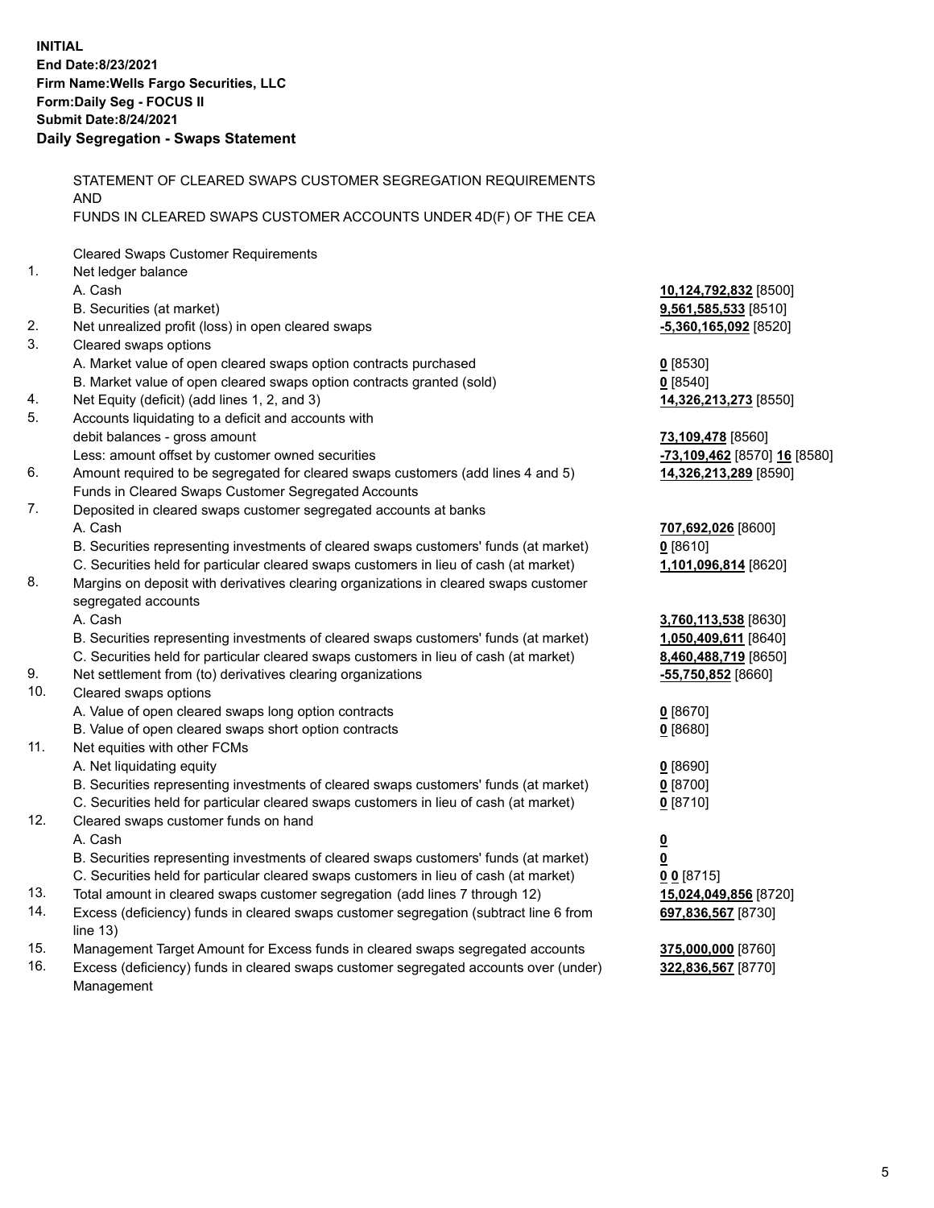**INITIAL**
**End Date:8/23/2021**
**Firm Name:Wells Fargo Securities, LLC**
**Form:Daily Seg - FOCUS II**
**Submit Date:8/24/2021**
**Daily Segregation - Swaps Statement**

STATEMENT OF CLEARED SWAPS CUSTOMER SEGREGATION REQUIREMENTS AND FUNDS IN CLEARED SWAPS CUSTOMER ACCOUNTS UNDER 4D(F) OF THE CEA

| | | |
|---|---|---|
| | Cleared Swaps Customer Requirements | |
| 1. | Net ledger balance | |
| | A. Cash | **10,124,792,832** [8500] |
| | B. Securities (at market) | **9,561,585,533** [8510] |
| 2. | Net unrealized profit (loss) in open cleared swaps | **-5,360,165,092** [8520] |
| 3. | Cleared swaps options | |
| | A. Market value of open cleared swaps option contracts purchased | **0** [8530] |
| | B. Market value of open cleared swaps option contracts granted (sold) | **0** [8540] |
| 4. | Net Equity (deficit) (add lines 1, 2, and 3) | **14,326,213,273** [8550] |
| 5. | Accounts liquidating to a deficit and accounts with | |
| | debit balances - gross amount | **73,109,478** [8560] |
| | Less: amount offset by customer owned securities | **-73,109,462** [8570] **16** [8580] |
| 6. | Amount required to be segregated for cleared swaps customers (add lines 4 and 5) | **14,326,213,289** [8590] |
| | Funds in Cleared Swaps Customer Segregated Accounts | |
| 7. | Deposited in cleared swaps customer segregated accounts at banks | |
| | A. Cash | **707,692,026** [8600] |
| | B. Securities representing investments of cleared swaps customers' funds (at market) | **0** [8610] |
| | C. Securities held for particular cleared swaps customers in lieu of cash (at market) | **1,101,096,814** [8620] |
| 8. | Margins on deposit with derivatives clearing organizations in cleared swaps customer segregated accounts | |
| | A. Cash | **3,760,113,538** [8630] |
| | B. Securities representing investments of cleared swaps customers' funds (at market) | **1,050,409,611** [8640] |
| | C. Securities held for particular cleared swaps customers in lieu of cash (at market) | **8,460,488,719** [8650] |
| 9. | Net settlement from (to) derivatives clearing organizations | **-55,750,852** [8660] |
| 10. | Cleared swaps options | |
| | A. Value of open cleared swaps long option contracts | **0** [8670] |
| | B. Value of open cleared swaps short option contracts | **0** [8680] |
| 11. | Net equities with other FCMs | |
| | A. Net liquidating equity | **0** [8690] |
| | B. Securities representing investments of cleared swaps customers' funds (at market) | **0** [8700] |
| | C. Securities held for particular cleared swaps customers in lieu of cash (at market) | **0** [8710] |
| 12. | Cleared swaps customer funds on hand | |
| | A. Cash | **0** |
| | B. Securities representing investments of cleared swaps customers' funds (at market) | **0** |
| | C. Securities held for particular cleared swaps customers in lieu of cash (at market) | **0** **0** [8715] |
| 13. | Total amount in cleared swaps customer segregation (add lines 7 through 12) | **15,024,049,856** [8720] |
| 14. | Excess (deficiency) funds in cleared swaps customer segregation (subtract line 6 from line 13) | **697,836,567** [8730] |
| 15. | Management Target Amount for Excess funds in cleared swaps segregated accounts | **375,000,000** [8760] |
| 16. | Excess (deficiency) funds in cleared swaps customer segregated accounts over (under) Management | **322,836,567** [8770] |